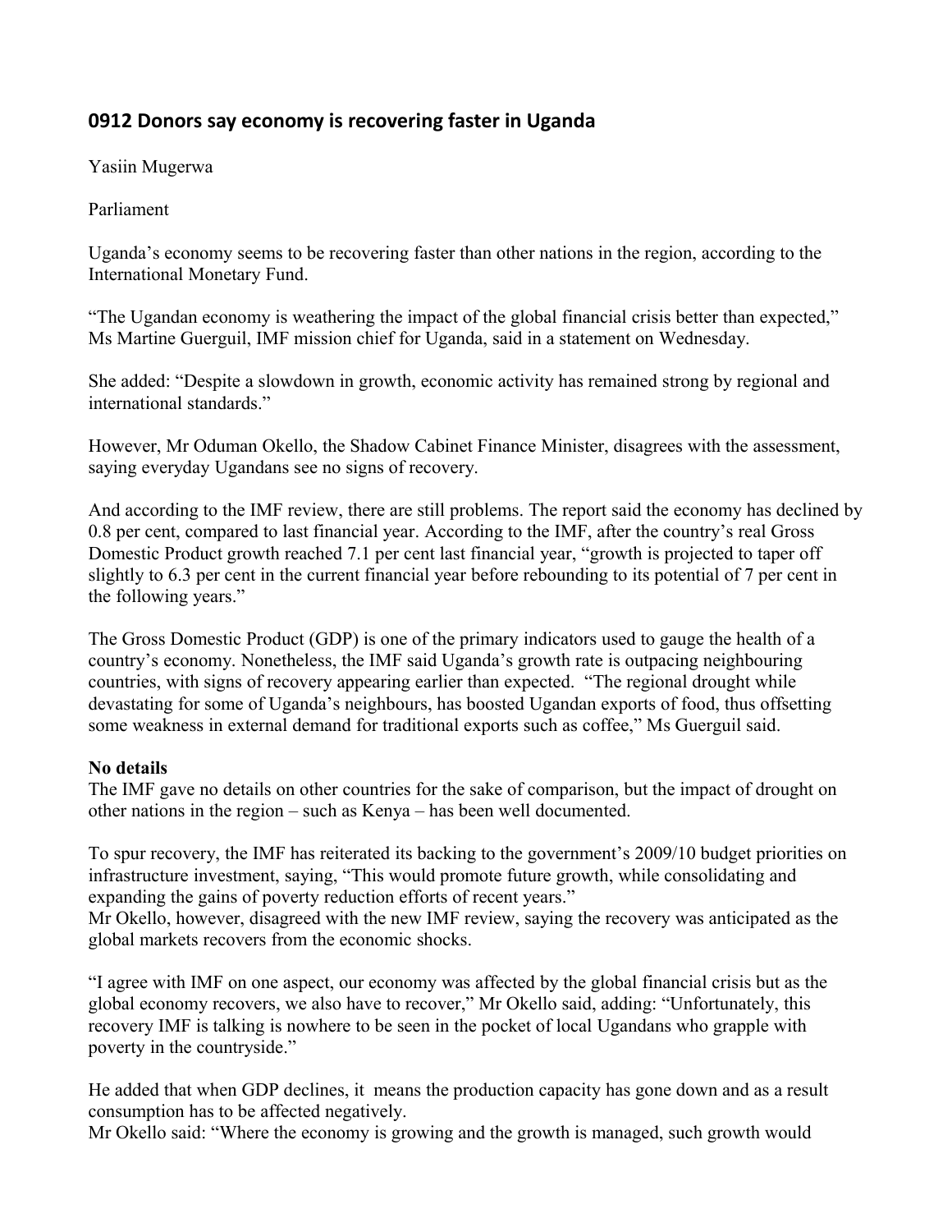# 0912 Donors say economy is recovering faster in Uganda

Yasiin Mugerwa

Parliament

Uganda's economy seems to be recovering faster than other nations in the region, according to the International Monetary Fund.

"The Ugandan economy is weathering the impact of the global financial crisis better than expected," Ms Martine Guerguil, IMF mission chief for Uganda, said in a statement on Wednesday.

She added: "Despite a slowdown in growth, economic activity has remained strong by regional and international standards."

However, Mr Oduman Okello, the Shadow Cabinet Finance Minister, disagrees with the assessment, saying everyday Ugandans see no signs of recovery.

And according to the IMF review, there are still problems. The report said the economy has declined by 0.8 per cent, compared to last financial year. According to the IMF, after the country's real Gross Domestic Product growth reached 7.1 per cent last financial year, "growth is projected to taper off slightly to 6.3 per cent in the current financial year before rebounding to its potential of 7 per cent in the following years."

The Gross Domestic Product (GDP) is one of the primary indicators used to gauge the health of a country's economy. Nonetheless, the IMF said Uganda's growth rate is outpacing neighbouring countries, with signs of recovery appearing earlier than expected. "The regional drought while devastating for some of Uganda's neighbours, has boosted Ugandan exports of food, thus offsetting some weakness in external demand for traditional exports such as coffee," Ms Guerguil said.

**No details**

The IMF gave no details on other countries for the sake of comparison, but the impact of drought on other nations in the region – such as Kenya – has been well documented.

To spur recovery, the IMF has reiterated its backing to the government's 2009/10 budget priorities on infrastructure investment, saying, "This would promote future growth, while consolidating and expanding the gains of poverty reduction efforts of recent years."

Mr Okello, however, disagreed with the new IMF review, saying the recovery was anticipated as the global markets recovers from the economic shocks.

"I agree with IMF on one aspect, our economy was affected by the global financial crisis but as the global economy recovers, we also have to recover," Mr Okello said, adding: "Unfortunately, this recovery IMF is talking is nowhere to be seen in the pocket of local Ugandans who grapple with poverty in the countryside."

He added that when GDP declines, it means the production capacity has gone down and as a result consumption has to be affected negatively.

Mr Okello said: "Where the economy is growing and the growth is managed, such growth would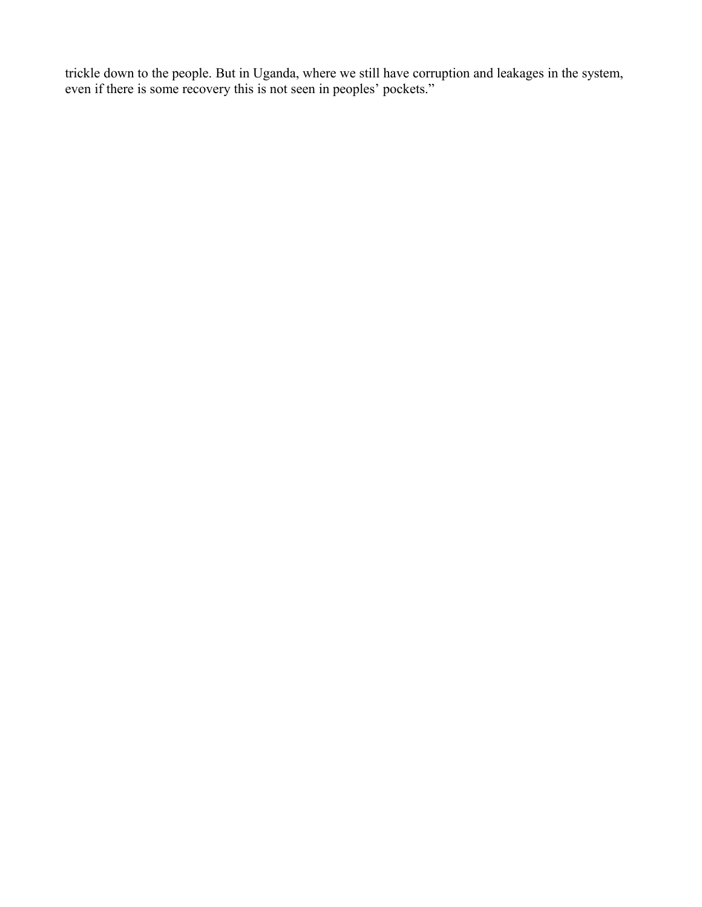trickle down to the people. But in Uganda, where we still have corruption and leakages in the system, even if there is some recovery this is not seen in peoples' pockets."